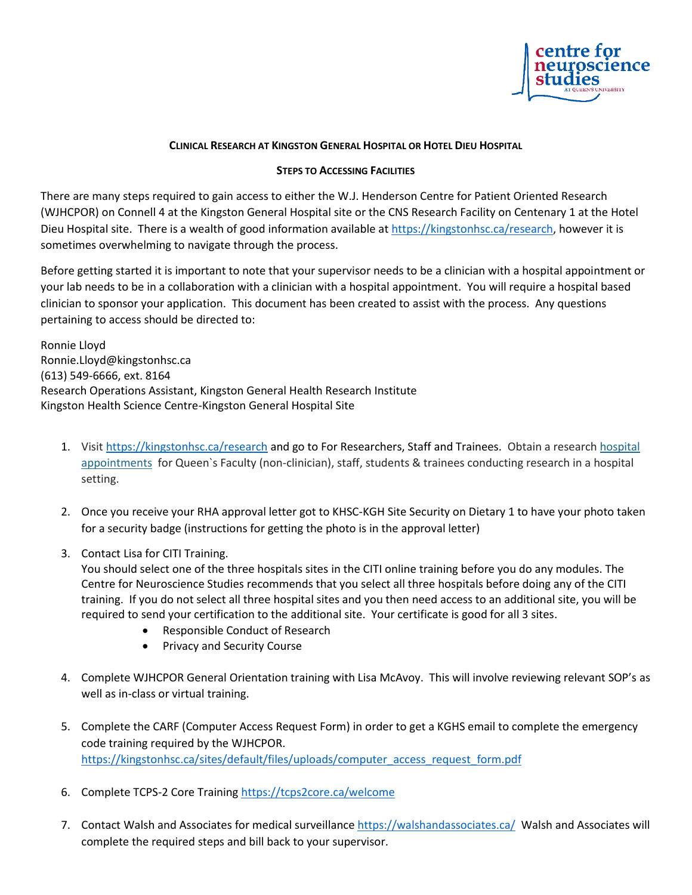# Clinical Research at Kingston General Hospital or Hotel Dieu Hospital

## Steps to Accessing Facilities

There are many steps required to gain access to either the W.J. Henderson Centre for Patient Oriented Research (WJHCPOR) on Connell 4 at the Kingston General Hospital site or the CNS Research Facility on Centenary 1 at the Hotel Dieu Hospital site. There is a wealth of good information available at https://kingstonhsc.ca/research, however it is sometimes overwhelming to navigate through the process.

Before getting started it is important to note that your supervisor needs to be a clinician with a hospital appointment or your lab needs to be in a collaboration with a clinician with a hospital appointment. You will require a hospital based clinician to sponsor your application. This document has been created to assist with the process. Any questions pertaining to access should be directed to:

Ronnie Lloyd
Ronnie.Lloyd@kingstonhsc.ca
(613) 549-6666, ext. 8164
Research Operations Assistant, Kingston General Health Research Institute
Kingston Health Science Centre-Kingston General Hospital Site

1. Visit https://kingstonhsc.ca/research and go to For Researchers, Staff and Trainees. Obtain a research hospital appointments for Queen`s Faculty (non-clinician), staff, students & trainees conducting research in a hospital setting.

2. Once you receive your RHA approval letter got to KHSC-KGH Site Security on Dietary 1 to have your photo taken for a security badge (instructions for getting the photo is in the approval letter)

3. Contact Lisa for CITI Training.
   You should select one of the three hospitals sites in the CITI online training before you do any modules. The Centre for Neuroscience Studies recommends that you select all three hospitals before doing any of the CITI training. If you do not select all three hospital sites and you then need access to an additional site, you will be required to send your certification to the additional site. Your certificate is good for all 3 sites.
   - Responsible Conduct of Research
   - Privacy and Security Course

4. Complete WJHCPOR General Orientation training with Lisa McAvoy. This will involve reviewing relevant SOP's as well as in-class or virtual training.

5. Complete the CARF (Computer Access Request Form) in order to get a KGHS email to complete the emergency code training required by the WJHCPOR.
   https://kingstonhsc.ca/sites/default/files/uploads/computer_access_request_form.pdf

6. Complete TCPS-2 Core Training https://tcps2core.ca/welcome

7. Contact Walsh and Associates for medical surveillance https://walshandassociates.ca/ Walsh and Associates will complete the required steps and bill back to your supervisor.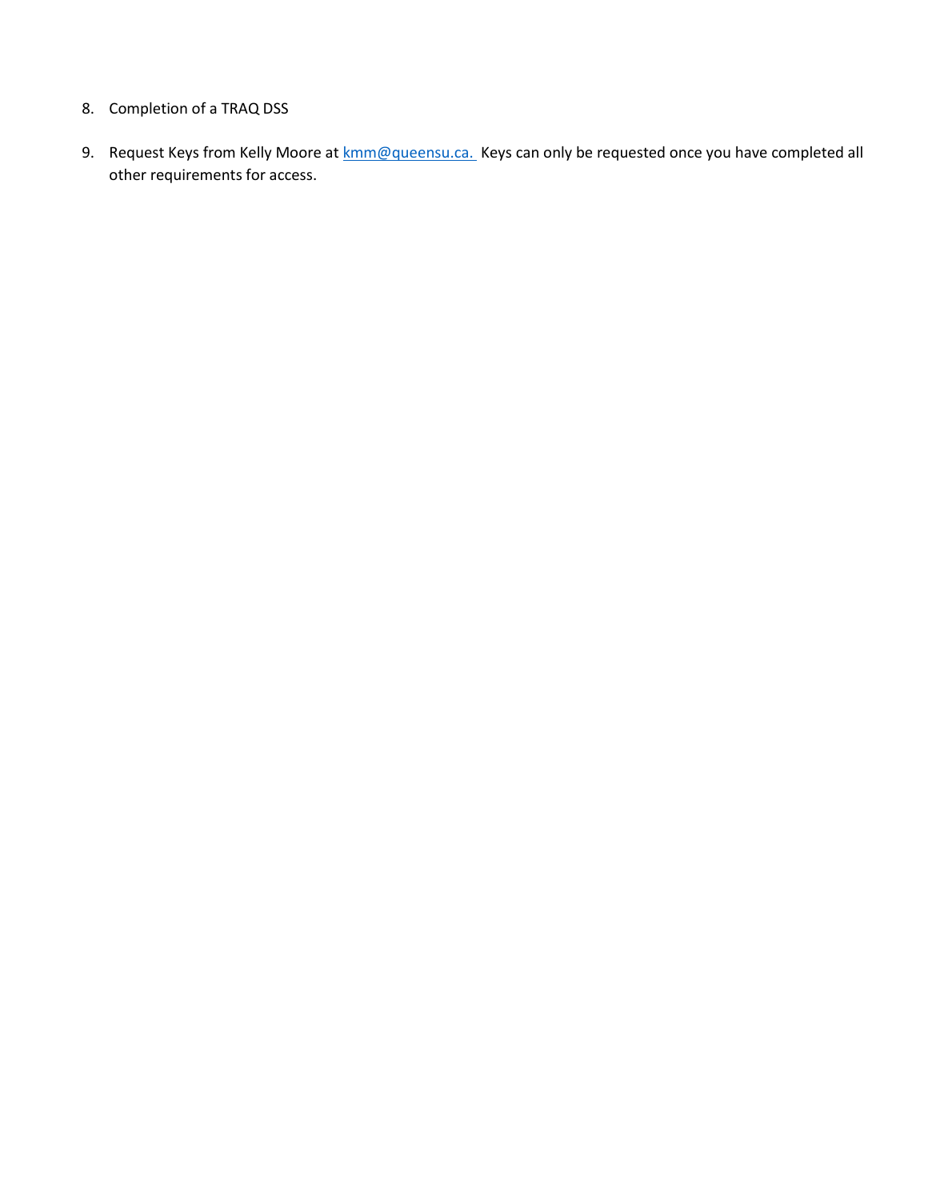8. Completion of a TRAQ DSS

9. Request Keys from Kelly Moore at [kmm@queensu.ca.](mailto:kmm@queensu.ca) Keys can only be requested once you have completed all other requirements for access.